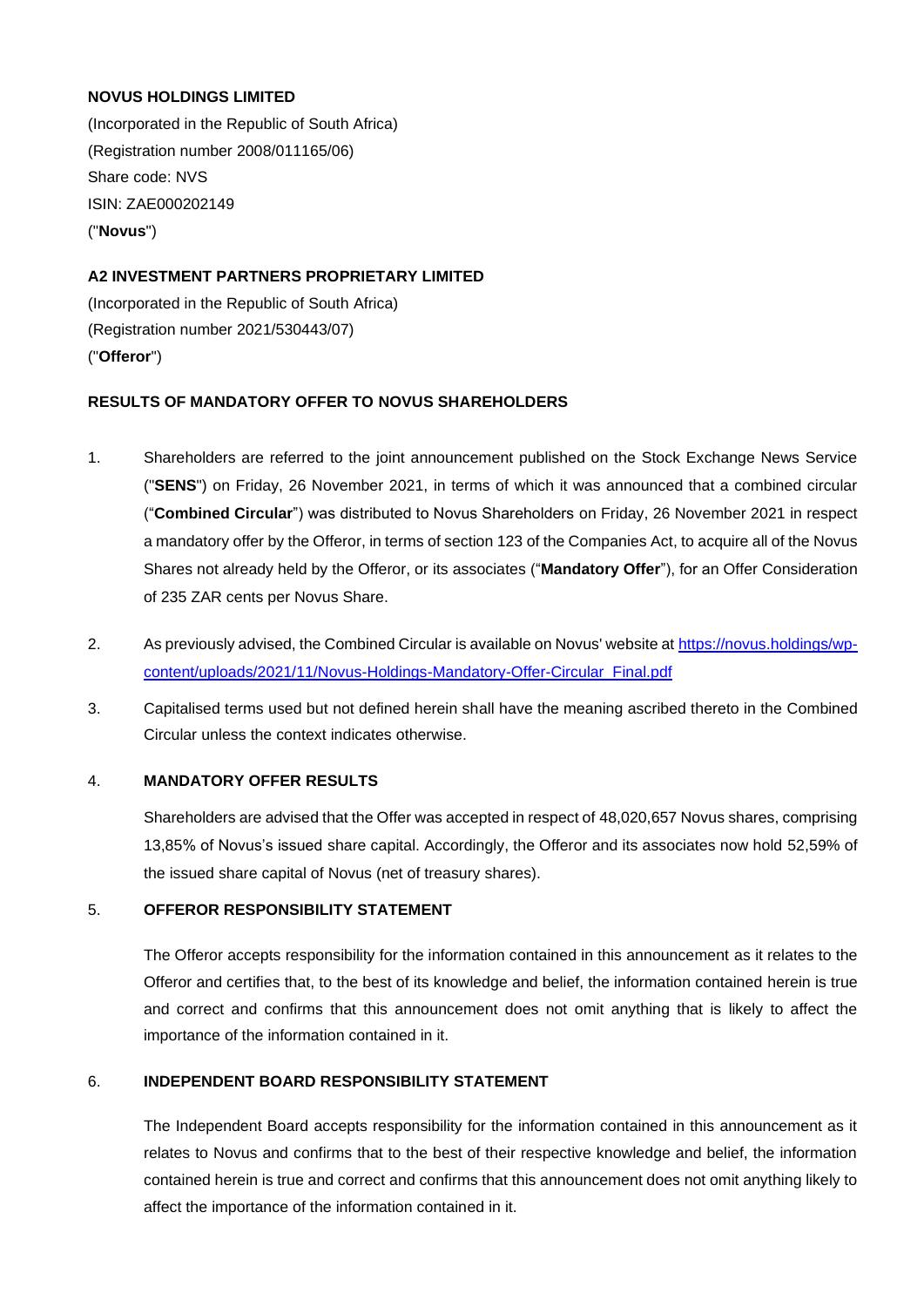**NOVUS HOLDINGS LIMITED**

(Incorporated in the Republic of South Africa)
(Registration number 2008/011165/06)
Share code: NVS
ISIN: ZAE000202149
("**Novus**")

**A2 INVESTMENT PARTNERS PROPRIETARY LIMITED**

(Incorporated in the Republic of South Africa)
(Registration number 2021/530443/07)
("**Offeror**")

**RESULTS OF MANDATORY OFFER TO NOVUS SHAREHOLDERS**

1. Shareholders are referred to the joint announcement published on the Stock Exchange News Service ("**SENS**") on Friday, 26 November 2021, in terms of which it was announced that a combined circular ("**Combined Circular**") was distributed to Novus Shareholders on Friday, 26 November 2021 in respect a mandatory offer by the Offeror, in terms of section 123 of the Companies Act, to acquire all of the Novus Shares not already held by the Offeror, or its associates ("**Mandatory Offer**"), for an Offer Consideration of 235 ZAR cents per Novus Share.

2. As previously advised, the Combined Circular is available on Novus' website at [https://novus.holdings/wp-content/uploads/2021/11/Novus-Holdings-Mandatory-Offer-Circular_Final.pdf](https://novus.holdings/wp-content/uploads/2021/11/Novus-Holdings-Mandatory-Offer-Circular_Final.pdf)

3. Capitalised terms used but not defined herein shall have the meaning ascribed thereto in the Combined Circular unless the context indicates otherwise.

4. **MANDATORY OFFER RESULTS**

   Shareholders are advised that the Offer was accepted in respect of 48,020,657 Novus shares, comprising 13,85% of Novus's issued share capital. Accordingly, the Offeror and its associates now hold 52,59% of the issued share capital of Novus (net of treasury shares).

5. **OFFEROR RESPONSIBILITY STATEMENT**

   The Offeror accepts responsibility for the information contained in this announcement as it relates to the Offeror and certifies that, to the best of its knowledge and belief, the information contained herein is true and correct and confirms that this announcement does not omit anything that is likely to affect the importance of the information contained in it.

6. **INDEPENDENT BOARD RESPONSIBILITY STATEMENT**

   The Independent Board accepts responsibility for the information contained in this announcement as it relates to Novus and confirms that to the best of their respective knowledge and belief, the information contained herein is true and correct and confirms that this announcement does not omit anything likely to affect the importance of the information contained in it.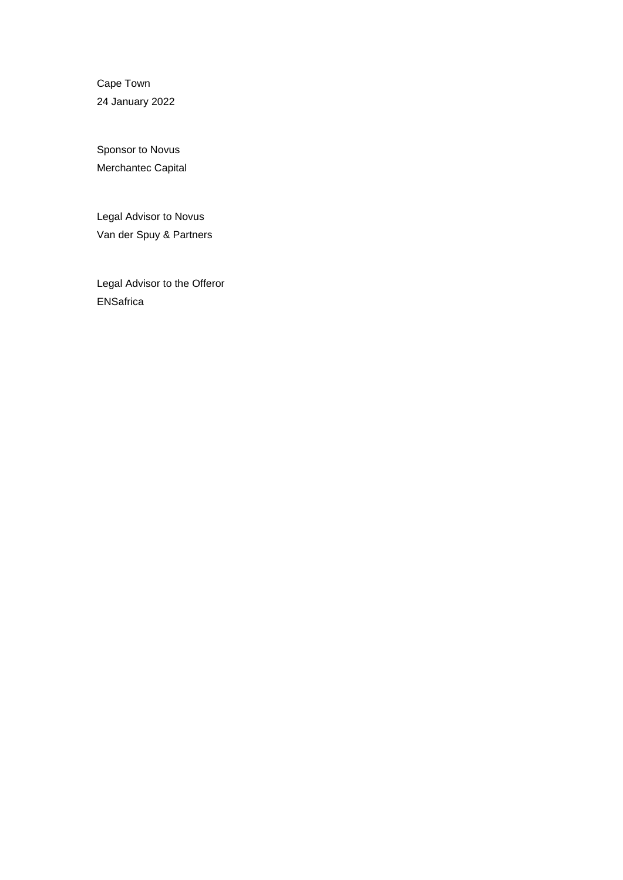Cape Town
24 January 2022

Sponsor to Novus
Merchantec Capital

Legal Advisor to Novus
Van der Spuy & Partners

Legal Advisor to the Offeror
ENSafrica